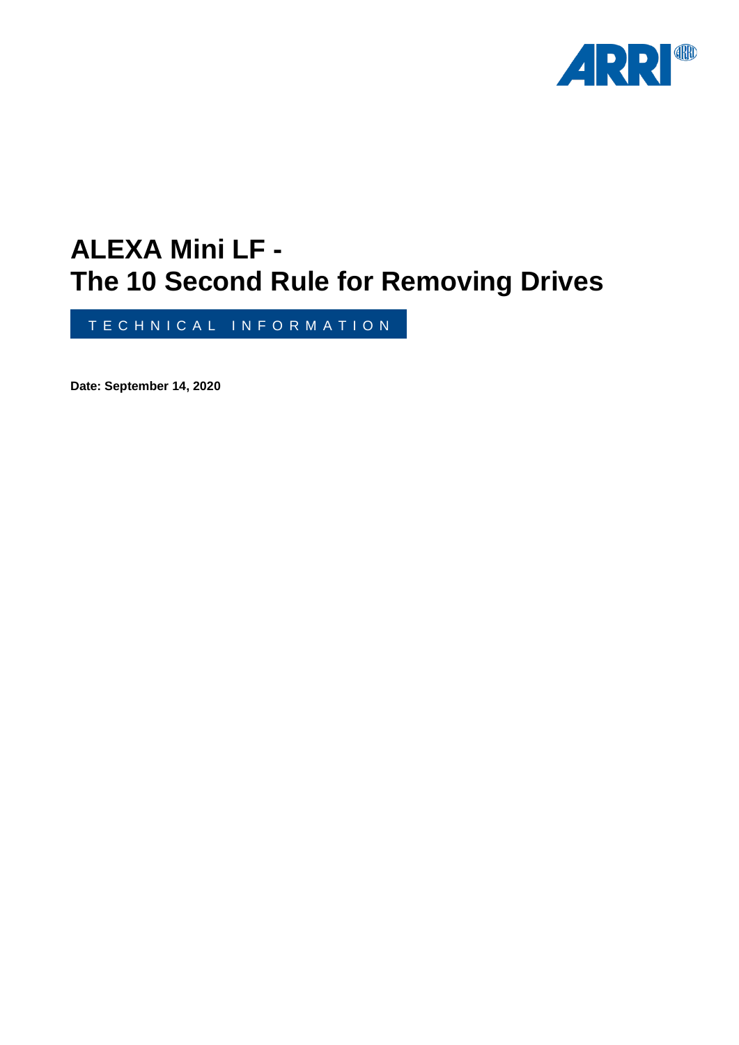# ALEXA Mini LF - The 10 Second Rule for Removing Drives

TECHNICAL INFORMATION

**Date: September 14, 2020**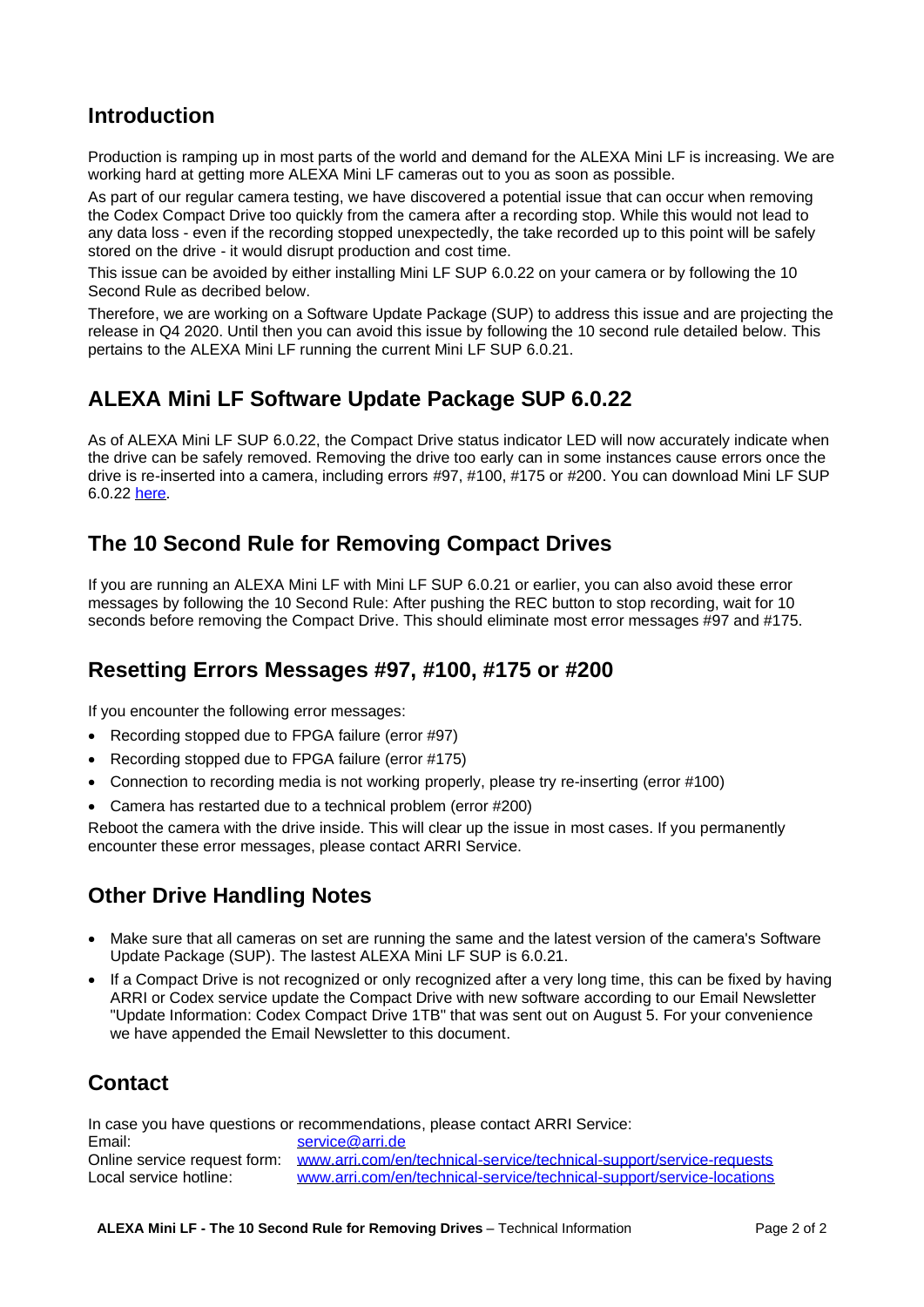## Introduction

Production is ramping up in most parts of the world and demand for the ALEXA Mini LF is increasing. We are working hard at getting more ALEXA Mini LF cameras out to you as soon as possible.

As part of our regular camera testing, we have discovered a potential issue that can occur when removing the Codex Compact Drive too quickly from the camera after a recording stop. While this would not lead to any data loss - even if the recording stopped unexpectedly, the take recorded up to this point will be safely stored on the drive - it would disrupt production and cost time.

This issue can be avoided by either installing Mini LF SUP 6.0.22 on your camera or by following the 10 Second Rule as decribed below.

Therefore, we are working on a Software Update Package (SUP) to address this issue and are projecting the release in Q4 2020. Until then you can avoid this issue by following the 10 second rule detailed below. This pertains to the ALEXA Mini LF running the current Mini LF SUP 6.0.21.

## ALEXA Mini LF Software Update Package SUP 6.0.22

As of ALEXA Mini LF SUP 6.0.22, the Compact Drive status indicator LED will now accurately indicate when the drive can be safely removed. Removing the drive too early can in some instances cause errors once the drive is re-inserted into a camera, including errors #97, #100, #175 or #200. You can download Mini LF SUP 6.0.22 here.

## The 10 Second Rule for Removing Compact Drives

If you are running an ALEXA Mini LF with Mini LF SUP 6.0.21 or earlier, you can also avoid these error messages by following the 10 Second Rule: After pushing the REC button to stop recording, wait for 10 seconds before removing the Compact Drive. This should eliminate most error messages #97 and #175.

## Resetting Errors Messages #97, #100, #175 or #200

If you encounter the following error messages:

- Recording stopped due to FPGA failure (error #97)
- Recording stopped due to FPGA failure (error #175)
- Connection to recording media is not working properly, please try re-inserting (error #100)
- Camera has restarted due to a technical problem (error #200)

Reboot the camera with the drive inside. This will clear up the issue in most cases. If you permanently encounter these error messages, please contact ARRI Service.

## Other Drive Handling Notes

- Make sure that all cameras on set are running the same and the latest version of the camera's Software Update Package (SUP). The lastest ALEXA Mini LF SUP is 6.0.21.
- If a Compact Drive is not recognized or only recognized after a very long time, this can be fixed by having ARRI or Codex service update the Compact Drive with new software according to our Email Newsletter "Update Information: Codex Compact Drive 1TB" that was sent out on August 5. For your convenience we have appended the Email Newsletter to this document.

## Contact

In case you have questions or recommendations, please contact ARRI Service:

| | |
|---|---|
| Email: | service@arri.de |
| Online service request form: | www.arri.com/en/technical-service/technical-support/service-requests |
| Local service hotline: | www.arri.com/en/technical-service/technical-support/service-locations |